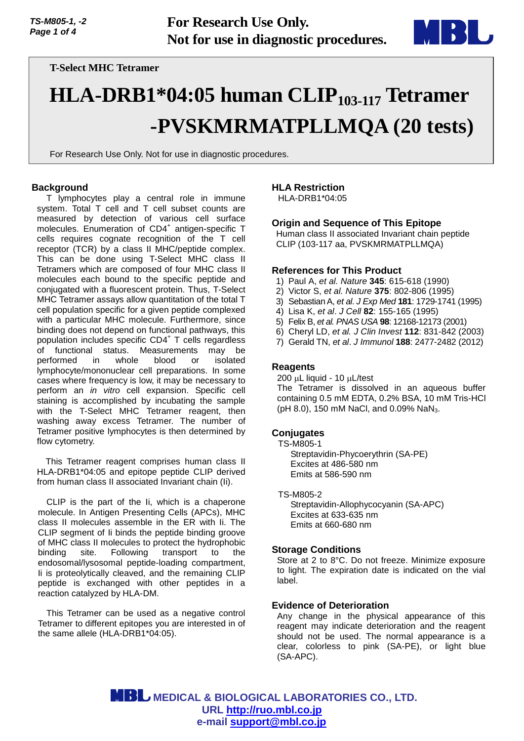**For Research Use Only.**
**Not for use in diagnostic procedures.**

T-Select MHC Tetramer

# HLA-DRB1*04:05 human CLIP$_{103\text{-}117}$ Tetramer -PVSKMRMATPLLMQA (20 tests)

For Research Use Only. Not for use in diagnostic procedures.

## Background

T lymphocytes play a central role in immune system. Total T cell and T cell subset counts are measured by detection of various cell surface molecules. Enumeration of CD4$^+$ antigen-specific T cells requires cognate recognition of the T cell receptor (TCR) by a class II MHC/peptide complex. This can be done using T-Select MHC class II Tetramers which are composed of four MHC class II molecules each bound to the specific peptide and conjugated with a fluorescent protein. Thus, T-Select MHC Tetramer assays allow quantitation of the total T cell population specific for a given peptide complexed with a particular MHC molecule. Furthermore, since binding does not depend on functional pathways, this population includes specific CD4$^+$ T cells regardless of functional status. Measurements may be performed in whole blood or isolated lymphocyte/mononuclear cell preparations. In some cases where frequency is low, it may be necessary to perform an *in vitro* cell expansion. Specific cell staining is accomplished by incubating the sample with the T-Select MHC Tetramer reagent, then washing away excess Tetramer. The number of Tetramer positive lymphocytes is then determined by flow cytometry.

This Tetramer reagent comprises human class II HLA-DRB1*04:05 and epitope peptide CLIP derived from human class II associated Invariant chain (Ii).

CLIP is the part of the Ii, which is a chaperone molecule. In Antigen Presenting Cells (APCs), MHC class II molecules assemble in the ER with Ii. The CLIP segment of Ii binds the peptide binding groove of MHC class II molecules to protect the hydrophobic binding site. Following transport to the endosomal/lysosomal peptide-loading compartment, Ii is proteolytically cleaved, and the remaining CLIP peptide is exchanged with other peptides in a reaction catalyzed by HLA-DM.

This Tetramer can be used as a negative control Tetramer to different epitopes you are interested in of the same allele (HLA-DRB1*04:05).

## HLA Restriction

HLA-DRB1*04:05

## Origin and Sequence of This Epitope

Human class II associated Invariant chain peptide CLIP (103-117 aa, PVSKMRMATPLLMQA)

## References for This Product

1) Paul A, *et al. Nature* **345**: 615-618 (1990)
2) Victor S, *et al. Nature* **375**: 802-806 (1995)
3) Sebastian A, *et al. J Exp Med* **181**: 1729-1741 (1995)
4) Lisa K, *et al*. *J Cell* **82**: 155-165 (1995)
5) Felix B, *et al. PNAS USA* **98**: 12168-12173 (2001)
6) Cheryl LD, *et al. J Clin Invest* **112**: 831-842 (2003)
7) Gerald TN, *et al*. *J Immunol* **188**: 2477-2482 (2012)

## Reagents

200 μL liquid - 10 μL/test

The Tetramer is dissolved in an aqueous buffer containing 0.5 mM EDTA, 0.2% BSA, 10 mM Tris-HCl (pH 8.0), 150 mM NaCl, and 0.09% $NaN_3$.

## Conjugates

TS-M805-1
- Streptavidin-Phycoerythrin (SA-PE)
- Excites at 486-580 nm
- Emits at 586-590 nm

TS-M805-2
- Streptavidin-Allophycocyanin (SA-APC)
- Excites at 633-635 nm
- Emits at 660-680 nm

## Storage Conditions

Store at 2 to 8°C. Do not freeze. Minimize exposure to light. The expiration date is indicated on the vial label.

## Evidence of Deterioration

Any change in the physical appearance of this reagent may indicate deterioration and the reagent should not be used. The normal appearance is a clear, colorless to pink (SA-PE), or light blue (SA-APC).

MEDICAL & BIOLOGICAL LABORATORIES CO., LTD.
URL http://ruo.mbl.co.jp
e-mail support@mbl.co.jp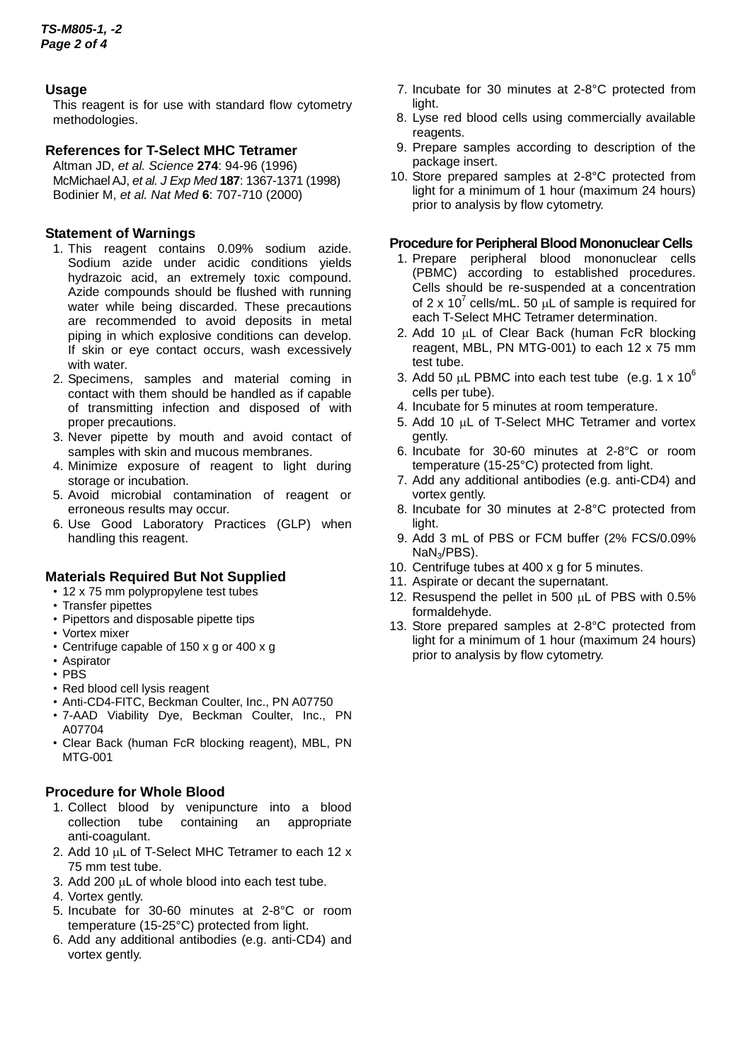## Usage

This reagent is for use with standard flow cytometry methodologies.

## References for T-Select MHC Tetramer

Altman JD, *et al. Science* **274**: 94-96 (1996)
McMichael AJ, *et al. J Exp Med* **187**: 1367-1371 (1998)
Bodinier M, *et al. Nat Med* **6**: 707-710 (2000)

## Statement of Warnings

1. This reagent contains 0.09% sodium azide. Sodium azide under acidic conditions yields hydrazoic acid, an extremely toxic compound. Azide compounds should be flushed with running water while being discarded. These precautions are recommended to avoid deposits in metal piping in which explosive conditions can develop. If skin or eye contact occurs, wash excessively with water.
2. Specimens, samples and material coming in contact with them should be handled as if capable of transmitting infection and disposed of with proper precautions.
3. Never pipette by mouth and avoid contact of samples with skin and mucous membranes.
4. Minimize exposure of reagent to light during storage or incubation.
5. Avoid microbial contamination of reagent or erroneous results may occur.
6. Use Good Laboratory Practices (GLP) when handling this reagent.

## Materials Required But Not Supplied

- 12 x 75 mm polypropylene test tubes
- Transfer pipettes
- Pipettors and disposable pipette tips
- Vortex mixer
- Centrifuge capable of 150 x g or 400 x g
- Aspirator
- PBS
- Red blood cell lysis reagent
- Anti-CD4-FITC, Beckman Coulter, Inc., PN A07750
- 7-AAD Viability Dye, Beckman Coulter, Inc., PN A07704
- Clear Back (human FcR blocking reagent), MBL, PN MTG-001

## Procedure for Whole Blood

1. Collect blood by venipuncture into a blood collection tube containing an appropriate anti-coagulant.
2. Add 10 μL of T-Select MHC Tetramer to each 12 x 75 mm test tube.
3. Add 200 μL of whole blood into each test tube.
4. Vortex gently.
5. Incubate for 30-60 minutes at 2-8°C or room temperature (15-25°C) protected from light.
6. Add any additional antibodies (e.g. anti-CD4) and vortex gently.
7. Incubate for 30 minutes at 2-8°C protected from light.
8. Lyse red blood cells using commercially available reagents.
9. Prepare samples according to description of the package insert.
10. Store prepared samples at 2-8°C protected from light for a minimum of 1 hour (maximum 24 hours) prior to analysis by flow cytometry.

## Procedure for Peripheral Blood Mononuclear Cells

1. Prepare peripheral blood mononuclear cells (PBMC) according to established procedures. Cells should be re-suspended at a concentration of 2 x $10^7$ cells/mL. 50 μL of sample is required for each T-Select MHC Tetramer determination.
2. Add 10 μL of Clear Back (human FcR blocking reagent, MBL, PN MTG-001) to each 12 x 75 mm test tube.
3. Add 50 μL PBMC into each test tube (e.g. 1 x $10^6$ cells per tube).
4. Incubate for 5 minutes at room temperature.
5. Add 10 μL of T-Select MHC Tetramer and vortex gently.
6. Incubate for 30-60 minutes at 2-8°C or room temperature (15-25°C) protected from light.
7. Add any additional antibodies (e.g. anti-CD4) and vortex gently.
8. Incubate for 30 minutes at 2-8°C protected from light.
9. Add 3 mL of PBS or FCM buffer (2% FCS/0.09% $NaN_3$/PBS).
10. Centrifuge tubes at 400 x g for 5 minutes.
11. Aspirate or decant the supernatant.
12. Resuspend the pellet in 500 μL of PBS with 0.5% formaldehyde.
13. Store prepared samples at 2-8°C protected from light for a minimum of 1 hour (maximum 24 hours) prior to analysis by flow cytometry.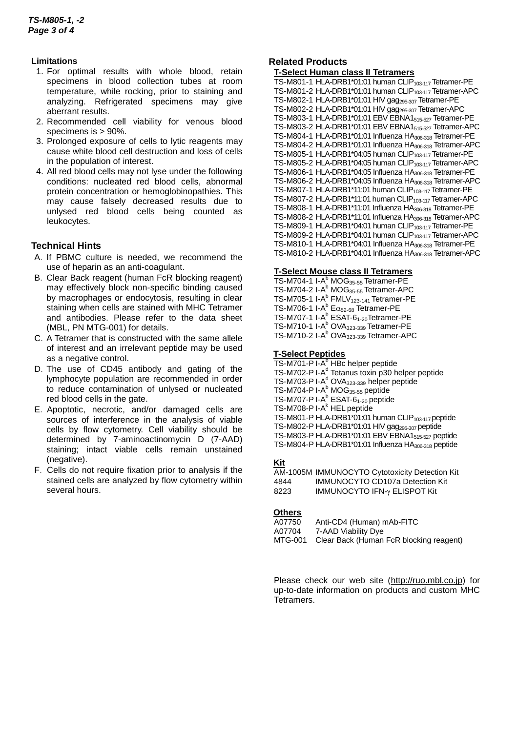## Limitations

1. For optimal results with whole blood, retain specimens in blood collection tubes at room temperature, while rocking, prior to staining and analyzing. Refrigerated specimens may give aberrant results.
2. Recommended cell viability for venous blood specimens is > 90%.
3. Prolonged exposure of cells to lytic reagents may cause white blood cell destruction and loss of cells in the population of interest.
4. All red blood cells may not lyse under the following conditions: nucleated red blood cells, abnormal protein concentration or hemoglobinopathies. This may cause falsely decreased results due to unlysed red blood cells being counted as leukocytes.

## Technical Hints

A. If PBMC culture is needed, we recommend the use of heparin as an anti-coagulant.

B. Clear Back reagent (human FcR blocking reagent) may effectively block non-specific binding caused by macrophages or endocytosis, resulting in clear staining when cells are stained with MHC Tetramer and antibodies. Please refer to the data sheet (MBL, PN MTG-001) for details.

C. A Tetramer that is constructed with the same allele of interest and an irrelevant peptide may be used as a negative control.

D. The use of CD45 antibody and gating of the lymphocyte population are recommended in order to reduce contamination of unlysed or nucleated red blood cells in the gate.

E. Apoptotic, necrotic, and/or damaged cells are sources of interference in the analysis of viable cells by flow cytometry. Cell viability should be determined by 7-aminoactinomycin D (7-AAD) staining; intact viable cells remain unstained (negative).

F. Cells do not require fixation prior to analysis if the stained cells are analyzed by flow cytometry within several hours.

## Related Products

### T-Select Human class II Tetramers

TS-M801-1 HLA-DRB1*01:01 human $CLIP_{103\text{-}117}$ Tetramer-PE
TS-M801-2 HLA-DRB1*01:01 human $CLIP_{103\text{-}117}$ Tetramer-APC
TS-M802-1 HLA-DRB1*01:01 HIV $gag_{295\text{-}307}$ Tetramer-PE
TS-M802-2 HLA-DRB1*01:01 HIV $gag_{295\text{-}307}$ Tetramer-APC
TS-M803-1 HLA-DRB1*01:01 EBV $EBNA1_{515\text{-}527}$ Tetramer-PE
TS-M803-2 HLA-DRB1*01:01 EBV $EBNA1_{515\text{-}527}$ Tetramer-APC
TS-M804-1 HLA-DRB1*01:01 Influenza $HA_{306\text{-}318}$ Tetramer-PE
TS-M804-2 HLA-DRB1*01:01 Influenza $HA_{306\text{-}318}$ Tetramer-APC
TS-M805-1 HLA-DRB1*04:05 human $CLIP_{103\text{-}117}$ Tetramer-PE
TS-M805-2 HLA-DRB1*04:05 human $CLIP_{103\text{-}117}$ Tetramer-APC
TS-M806-1 HLA-DRB1*04:05 Influenza $HA_{306\text{-}318}$ Tetramer-PE
TS-M806-2 HLA-DRB1*04:05 Influenza $HA_{306\text{-}318}$ Tetramer-APC
TS-M807-1 HLA-DRB1*11:01 human $CLIP_{103\text{-}117}$ Tetramer-PE
TS-M807-2 HLA-DRB1*11:01 human $CLIP_{103\text{-}117}$ Tetramer-APC
TS-M808-1 HLA-DRB1*11:01 Influenza $HA_{306\text{-}318}$ Tetramer-PE
TS-M808-2 HLA-DRB1*11:01 Influenza $HA_{306\text{-}318}$ Tetramer-APC
TS-M809-1 HLA-DRB1*04:01 human $CLIP_{103\text{-}117}$ Tetramer-PE
TS-M809-2 HLA-DRB1*04:01 human $CLIP_{103\text{-}117}$ Tetramer-APC
TS-M810-1 HLA-DRB1*04:01 Influenza $HA_{306\text{-}318}$ Tetramer-PE
TS-M810-2 HLA-DRB1*04:01 Influenza $HA_{306\text{-}318}$ Tetramer-APC

### T-Select Mouse class II Tetramers

TS-M704-1 $I\text{-}A^b$ $MOG_{35\text{-}55}$ Tetramer-PE
TS-M704-2 $I\text{-}A^b$ $MOG_{35\text{-}55}$ Tetramer-APC
TS-M705-1 $I\text{-}A^b$ $FMLV_{123\text{-}141}$ Tetramer-PE
TS-M706-1 $I\text{-}A^b$ $E\alpha_{52\text{-}68}$ Tetramer-PE
TS-M707-1 $I\text{-}A^b$ $ESAT\text{-}6_{1\text{-}20}$ Tetramer-PE
TS-M710-1 $I\text{-}A^b$ $OVA_{323\text{-}339}$ Tetramer-PE
TS-M710-2 $I\text{-}A^b$ $OVA_{323\text{-}339}$ Tetramer-APC

### T-Select Peptides

TS-M701-P $I\text{-}A^b$ HBc helper peptide
TS-M702-P $I\text{-}A^d$ Tetanus toxin p30 helper peptide
TS-M703-P $I\text{-}A^d$ $OVA_{323\text{-}339}$ helper peptide
TS-M704-P $I\text{-}A^b$ $MOG_{35\text{-}55}$ peptide
TS-M707-P $I\text{-}A^b$ $ESAT\text{-}6_{1\text{-}20}$ peptide
TS-M708-P $I\text{-}A^k$ HEL peptide
TS-M801-P HLA-DRB1*01:01 human $CLIP_{103\text{-}117}$ peptide
TS-M802-P HLA-DRB1*01:01 HIV $gag_{295\text{-}307}$ peptide
TS-M803-P HLA-DRB1*01:01 EBV $EBNA1_{515\text{-}527}$ peptide
TS-M804-P HLA-DRB1*01:01 Influenza $HA_{306\text{-}318}$ peptide

### Kit

AM-1005M IMMUNOCYTO Cytotoxicity Detection Kit
4844 IMMUNOCYTO CD107a Detection Kit
8223 IMMUNOCYTO IFN-$\gamma$ ELISPOT Kit

### Others

A07750 Anti-CD4 (Human) mAb-FITC
A07704 7-AAD Viability Dye
MTG-001 Clear Back (Human FcR blocking reagent)

Please check our web site (http://ruo.mbl.co.jp) for up-to-date information on products and custom MHC Tetramers.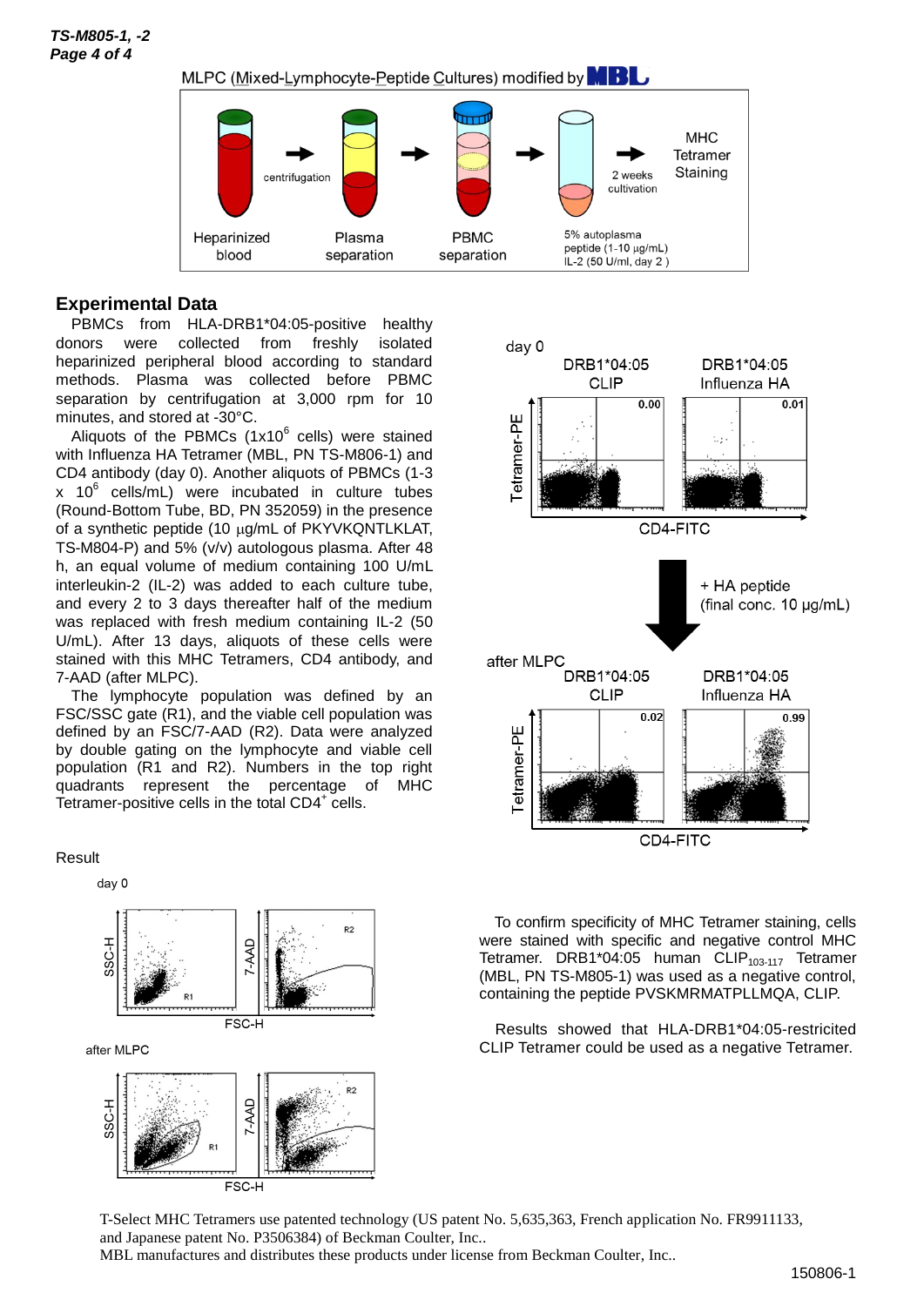MLPC (Mixed-Lymphocyte-Peptide Cultures) modified by MBL

Heparinized blood → centrifugation → Plasma separation → PBMC separation → 5% autoplasma, peptide (1-10 μg/mL), IL-2 (50 U/ml, day 2) → 2 weeks cultivation → MHC Tetramer Staining

## Experimental Data

PBMCs from HLA-DRB1*04:05-positive healthy donors were collected from freshly isolated heparinized peripheral blood according to standard methods. Plasma was collected before PBMC separation by centrifugation at 3,000 rpm for 10 minutes, and stored at -30°C.

Aliquots of the PBMCs ($1x10^6$ cells) were stained with Influenza HA Tetramer (MBL, PN TS-M806-1) and CD4 antibody (day 0). Another aliquots of PBMCs (1-3 x $10^6$ cells/mL) were incubated in culture tubes (Round-Bottom Tube, BD, PN 352059) in the presence of a synthetic peptide (10 μg/mL of PKYVKQNTLKLAT, TS-M804-P) and 5% (v/v) autologous plasma. After 48 h, an equal volume of medium containing 100 U/mL interleukin-2 (IL-2) was added to each culture tube, and every 2 to 3 days thereafter half of the medium was replaced with fresh medium containing IL-2 (50 U/mL). After 13 days, aliquots of these cells were stained with this MHC Tetramers, CD4 antibody, and 7-AAD (after MLPC).

The lymphocyte population was defined by an FSC/SSC gate (R1), and the viable cell population was defined by an FSC/7-AAD (R2). Data were analyzed by double gating on the lymphocyte and viable cell population (R1 and R2). Numbers in the top right quadrants represent the percentage of MHC Tetramer-positive cells in the total $CD4^+$ cells.

day 0
DRB1*04:05 CLIP
DRB1*04:05 Influenza HA
Tetramer-PE
CD4-FITC
0.00
0.01

+ HA peptide
(final conc. 10 μg/mL)

after MLPC
DRB1*04:05 CLIP
DRB1*04:05 Influenza HA
Tetramer-PE
CD4-FITC
0.02
0.99

Result

day 0
SSC-H
7-AAD
FSC-H
R1
R2

after MLPC
SSC-H
7-AAD
FSC-H
R1
R2

To confirm specificity of MHC Tetramer staining, cells were stained with specific and negative control MHC Tetramer. DRB1*04:05 human $CLIP_{103-117}$ Tetramer (MBL, PN TS-M805-1) was used as a negative control, containing the peptide PVSKMRMATPLLMQA, CLIP.

Results showed that HLA-DRB1*04:05-restricited CLIP Tetramer could be used as a negative Tetramer.

T-Select MHC Tetramers use patented technology (US patent No. 5,635,363, French application No. FR9911133, and Japanese patent No. P3506384) of Beckman Coulter, Inc..
MBL manufactures and distributes these products under license from Beckman Coulter, Inc..

150806-1